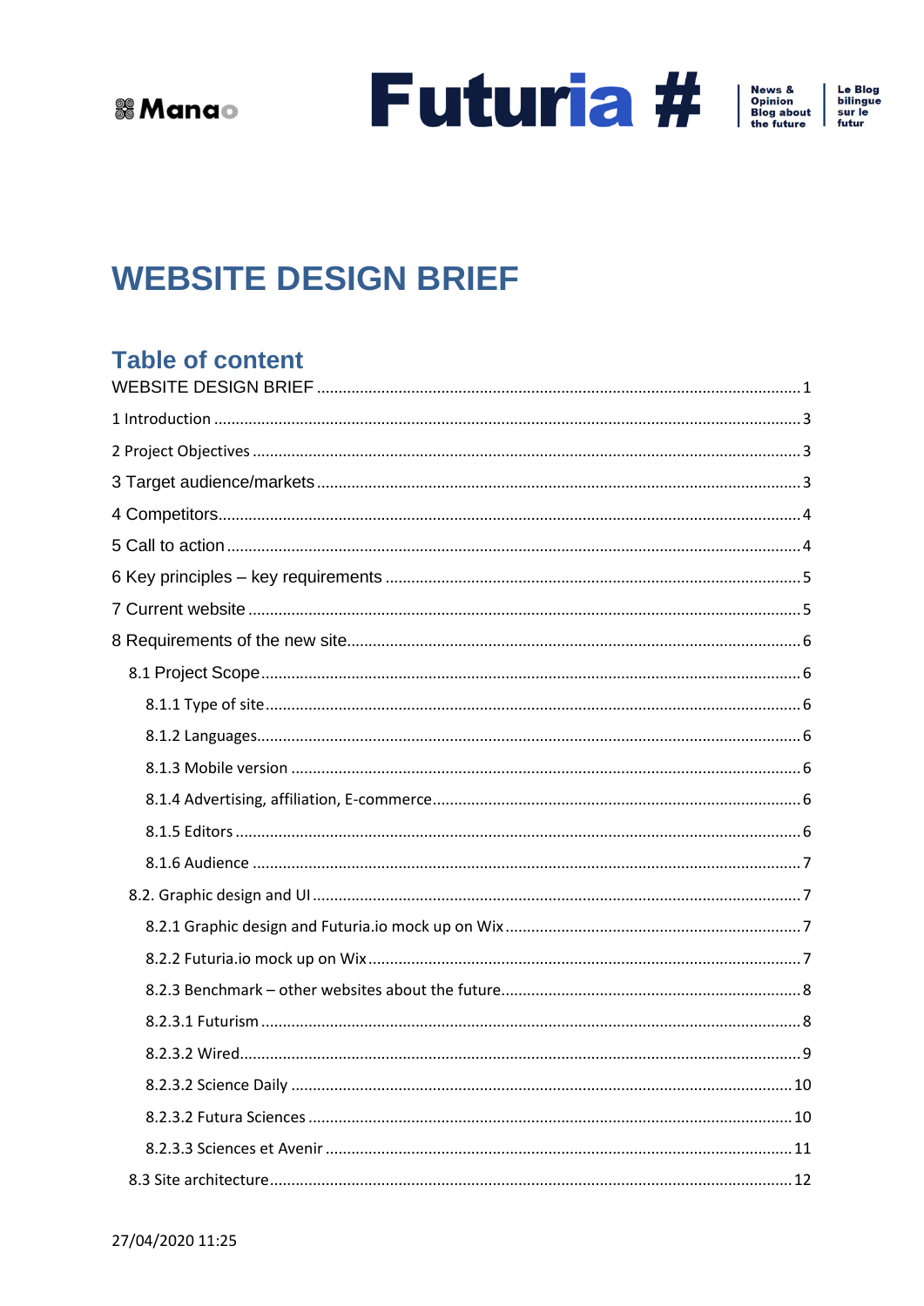Manao

Futuria #

News & Opinion Blog about the future

Le Blog bilingue sur le futur

# WEBSITE DESIGN BRIEF

## Table of content

WEBSITE DESIGN BRIEF ........ 1

1 Introduction ........ 3

2 Project Objectives ........ 3

3 Target audience/markets ........ 3

4 Competitors ........ 4

5 Call to action ........ 4

6 Key principles – key requirements ........ 5

7 Current website ........ 5

8 Requirements of the new site ........ 6

- 8.1 Project Scope ........ 6
  - 8.1.1 Type of site ........ 6
  - 8.1.2 Languages ........ 6
  - 8.1.3 Mobile version ........ 6
  - 8.1.4 Advertising, affiliation, E-commerce ........ 6
  - 8.1.5 Editors ........ 6
  - 8.1.6 Audience ........ 7
- 8.2. Graphic design and UI ........ 7
  - 8.2.1 Graphic design and Futuria.io mock up on Wix ........ 7
  - 8.2.2 Futuria.io mock up on Wix ........ 7
  - 8.2.3 Benchmark – other websites about the future ........ 8
  - 8.2.3.1 Futurism ........ 8
  - 8.2.3.2 Wired ........ 9
  - 8.2.3.2 Science Daily ........ 10
  - 8.2.3.2 Futura Sciences ........ 10
  - 8.2.3.3 Sciences et Avenir ........ 11
- 8.3 Site architecture ........ 12

27/04/2020 11:25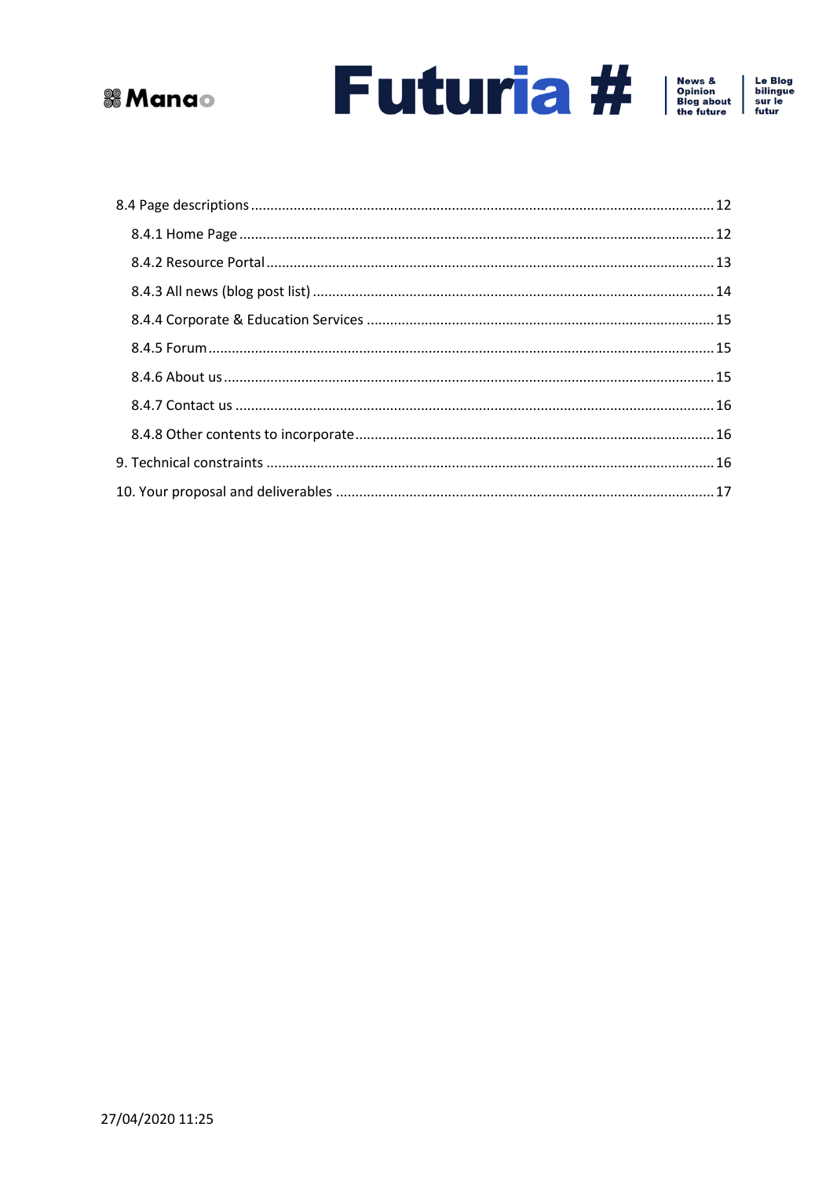8.4 Page descriptions ........................................................................................................... 12

8.4.1 Home Page ................................................................................................................ 12

8.4.2 Resource Portal ........................................................................................................ 13

8.4.3 All news (blog post list) ............................................................................................ 14

8.4.4 Corporate & Education Services .............................................................................. 15

8.4.5 Forum ........................................................................................................................ 15

8.4.6 About us .................................................................................................................... 15

8.4.7 Contact us ................................................................................................................. 16

8.4.8 Other contents to incorporate .................................................................................. 16

9. Technical constraints ........................................................................................................ 16

10. Your proposal and deliverables ....................................................................................... 17

27/04/2020 11:25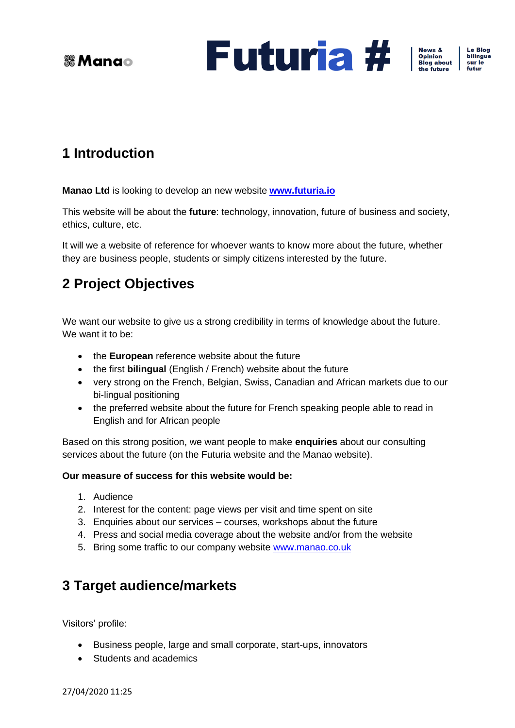# 1 Introduction

**Manao Ltd** is looking to develop an new website **[www.futuria.io](http://www.futuria.io)**

This website will be about the **future**: technology, innovation, future of business and society, ethics, culture, etc.

It will we a website of reference for whoever wants to know more about the future, whether they are business people, students or simply citizens interested by the future.

# 2 Project Objectives

We want our website to give us a strong credibility in terms of knowledge about the future. We want it to be:

- the **European** reference website about the future
- the first **bilingual** (English / French) website about the future
- very strong on the French, Belgian, Swiss, Canadian and African markets due to our bi-lingual positioning
- the preferred website about the future for French speaking people able to read in English and for African people

Based on this strong position, we want people to make **enquiries** about our consulting services about the future (on the Futuria website and the Manao website).

**Our measure of success for this website would be:**

1. Audience
2. Interest for the content: page views per visit and time spent on site
3. Enquiries about our services – courses, workshops about the future
4. Press and social media coverage about the website and/or from the website
5. Bring some traffic to our company website [www.manao.co.uk](http://www.manao.co.uk)

# 3 Target audience/markets

Visitors' profile:

- Business people, large and small corporate, start-ups, innovators
- Students and academics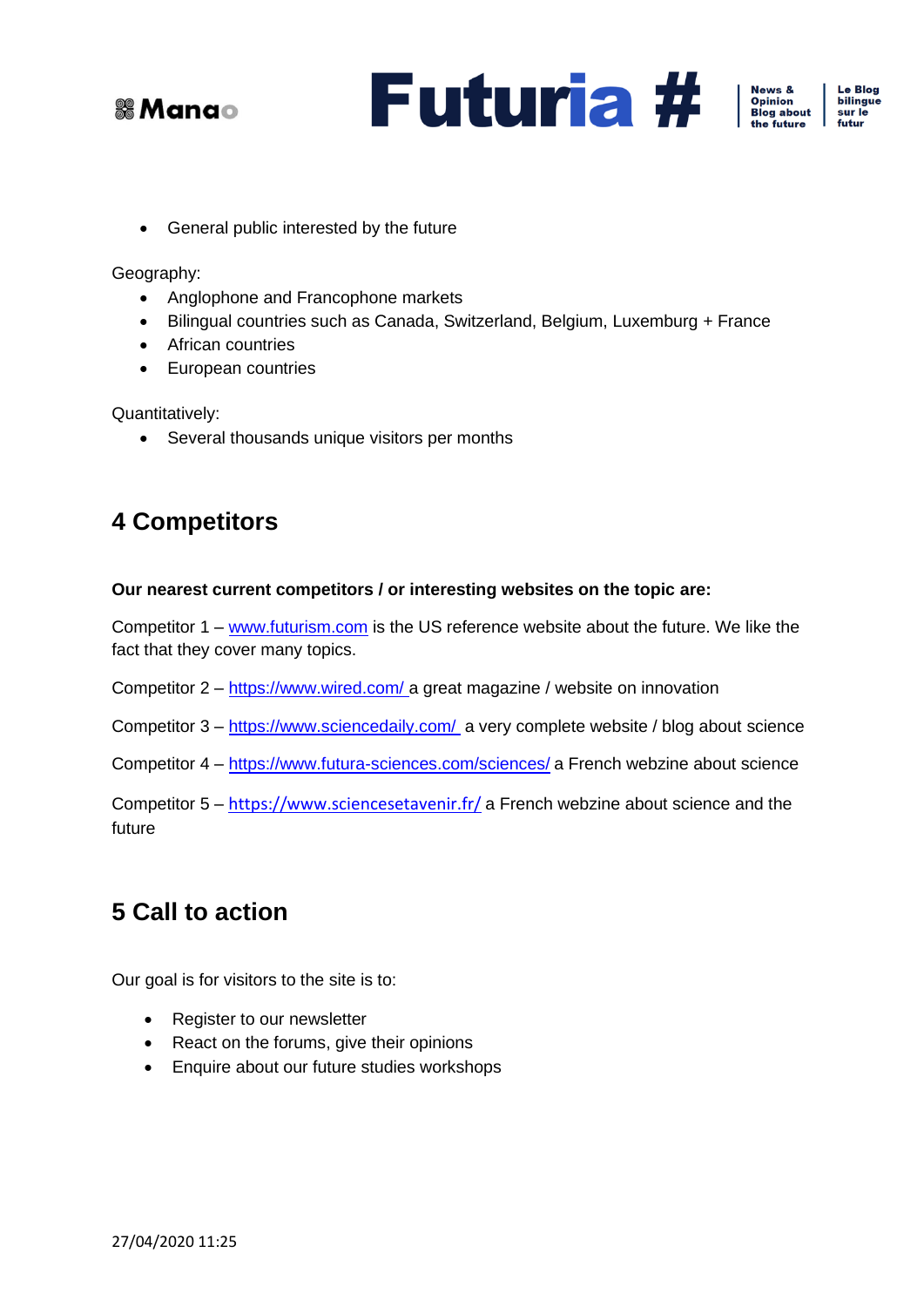- General public interested by the future

Geography:

- Anglophone and Francophone markets
- Bilingual countries such as Canada, Switzerland, Belgium, Luxemburg + France
- African countries
- European countries

Quantitatively:

- Several thousands unique visitors per months

## 4 Competitors

**Our nearest current competitors / or interesting websites on the topic are:**

Competitor 1 – [www.futurism.com](www.futurism.com) is the US reference website about the future. We like the fact that they cover many topics.

Competitor 2 – [https://www.wired.com/](https://www.wired.com/) a great magazine / website on innovation

Competitor 3 – [https://www.sciencedaily.com/](https://www.sciencedaily.com/) a very complete website / blog about science

Competitor 4 – [https://www.futura-sciences.com/sciences/](https://www.futura-sciences.com/sciences/) a French webzine about science

Competitor 5 – [https://www.sciencesetavenir.fr/](https://www.sciencesetavenir.fr/) a French webzine about science and the future

## 5 Call to action

Our goal is for visitors to the site is to:

- Register to our newsletter
- React on the forums, give their opinions
- Enquire about our future studies workshops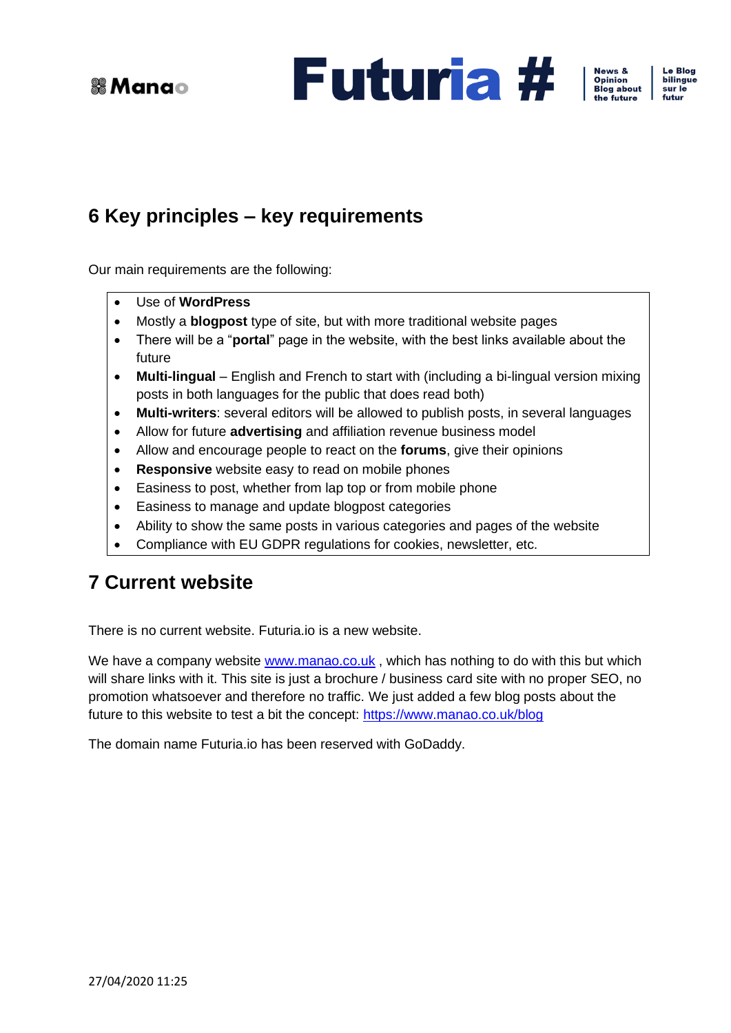## 6 Key principles – key requirements

Our main requirements are the following:

- Use of **WordPress**
- Mostly a **blogpost** type of site, but with more traditional website pages
- There will be a "**portal**" page in the website, with the best links available about the future
- **Multi-lingual** – English and French to start with (including a bi-lingual version mixing posts in both languages for the public that does read both)
- **Multi-writers**: several editors will be allowed to publish posts, in several languages
- Allow for future **advertising** and affiliation revenue business model
- Allow and encourage people to react on the **forums**, give their opinions
- **Responsive** website easy to read on mobile phones
- Easiness to post, whether from lap top or from mobile phone
- Easiness to manage and update blogpost categories
- Ability to show the same posts in various categories and pages of the website
- Compliance with EU GDPR regulations for cookies, newsletter, etc.

## 7 Current website

There is no current website. Futuria.io is a new website.

We have a company website [www.manao.co.uk](http://www.manao.co.uk) , which has nothing to do with this but which will share links with it. This site is just a brochure / business card site with no proper SEO, no promotion whatsoever and therefore no traffic. We just added a few blog posts about the future to this website to test a bit the concept: [https://www.manao.co.uk/blog](https://www.manao.co.uk/blog)

The domain name Futuria.io has been reserved with GoDaddy.

27/04/2020 11:25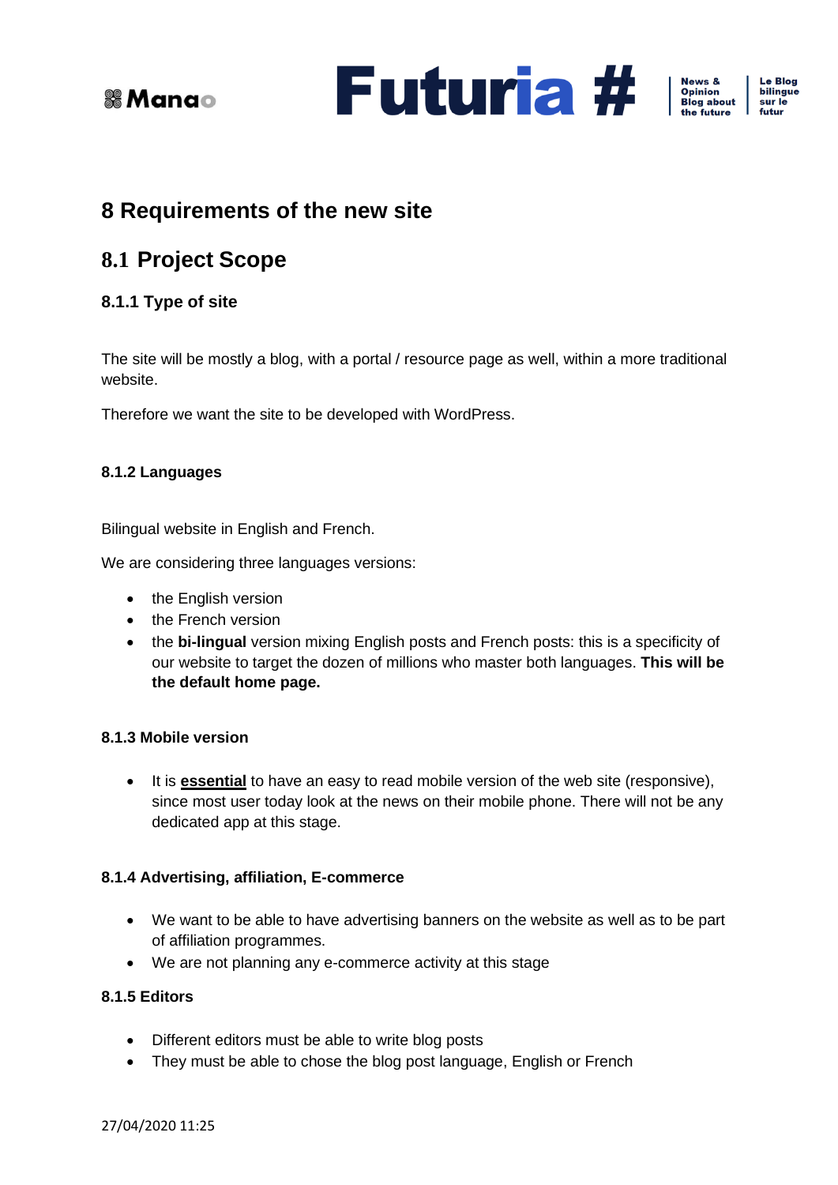# 8 Requirements of the new site

## 8.1 Project Scope

### 8.1.1 Type of site

The site will be mostly a blog, with a portal / resource page as well, within a more traditional website.

Therefore we want the site to be developed with WordPress.

### 8.1.2 Languages

Bilingual website in English and French.

We are considering three languages versions:

- the English version
- the French version
- the **bi-lingual** version mixing English posts and French posts: this is a specificity of our website to target the dozen of millions who master both languages. **This will be the default home page.**

### 8.1.3 Mobile version

- It is <u>**essential**</u> to have an easy to read mobile version of the web site (responsive), since most user today look at the news on their mobile phone. There will not be any dedicated app at this stage.

### 8.1.4 Advertising, affiliation, E-commerce

- We want to be able to have advertising banners on the website as well as to be part of affiliation programmes.
- We are not planning any e-commerce activity at this stage

### 8.1.5 Editors

- Different editors must be able to write blog posts
- They must be able to chose the blog post language, English or French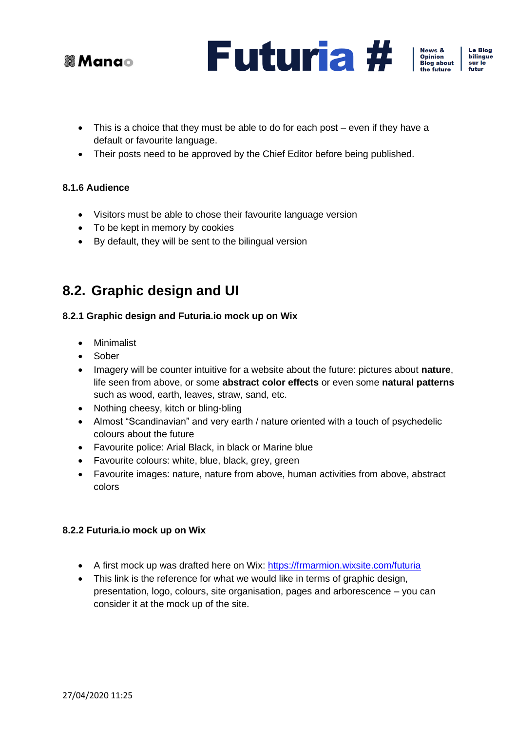- This is a choice that they must be able to do for each post – even if they have a default or favourite language.
- Their posts need to be approved by the Chief Editor before being published.

#### 8.1.6 Audience

- Visitors must be able to chose their favourite language version
- To be kept in memory by cookies
- By default, they will be sent to the bilingual version

## 8.2. Graphic design and UI

#### 8.2.1 Graphic design and Futuria.io mock up on Wix

- Minimalist
- Sober
- Imagery will be counter intuitive for a website about the future: pictures about **nature**, life seen from above, or some **abstract color effects** or even some **natural patterns** such as wood, earth, leaves, straw, sand, etc.
- Nothing cheesy, kitch or bling-bling
- Almost "Scandinavian" and very earth / nature oriented with a touch of psychedelic colours about the future
- Favourite police: Arial Black, in black or Marine blue
- Favourite colours: white, blue, black, grey, green
- Favourite images: nature, nature from above, human activities from above, abstract colors

#### 8.2.2 Futuria.io mock up on Wix

- A first mock up was drafted here on Wix: [https://frmarmion.wixsite.com/futuria](https://frmarmion.wixsite.com/futuria)
- This link is the reference for what we would like in terms of graphic design, presentation, logo, colours, site organisation, pages and arborescence – you can consider it at the mock up of the site.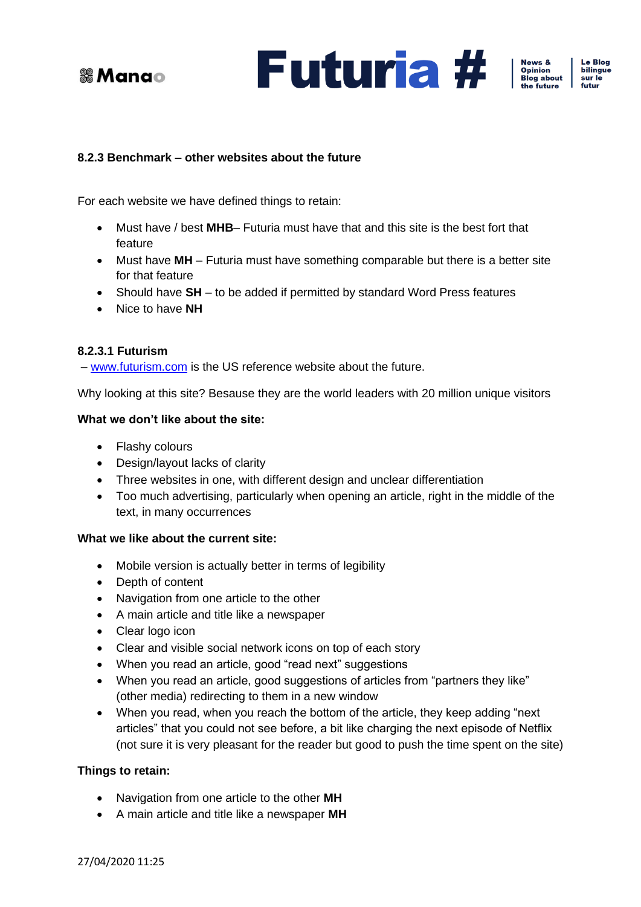### 8.2.3 Benchmark – other websites about the future

For each website we have defined things to retain:

- Must have / best **MHB**– Futuria must have that and this site is the best fort that feature
- Must have **MH** – Futuria must have something comparable but there is a better site for that feature
- Should have **SH** – to be added if permitted by standard Word Press features
- Nice to have **NH**

#### 8.2.3.1 Futurism

– [www.futurism.com](http://www.futurism.com) is the US reference website about the future.

Why looking at this site? Besause they are the world leaders with 20 million unique visitors

**What we don't like about the site:**

- Flashy colours
- Design/layout lacks of clarity
- Three websites in one, with different design and unclear differentiation
- Too much advertising, particularly when opening an article, right in the middle of the text, in many occurrences

**What we like about the current site:**

- Mobile version is actually better in terms of legibility
- Depth of content
- Navigation from one article to the other
- A main article and title like a newspaper
- Clear logo icon
- Clear and visible social network icons on top of each story
- When you read an article, good "read next" suggestions
- When you read an article, good suggestions of articles from "partners they like" (other media) redirecting to them in a new window
- When you read, when you reach the bottom of the article, they keep adding "next articles" that you could not see before, a bit like charging the next episode of Netflix (not sure it is very pleasant for the reader but good to push the time spent on the site)

**Things to retain:**

- Navigation from one article to the other **MH**
- A main article and title like a newspaper **MH**

27/04/2020 11:25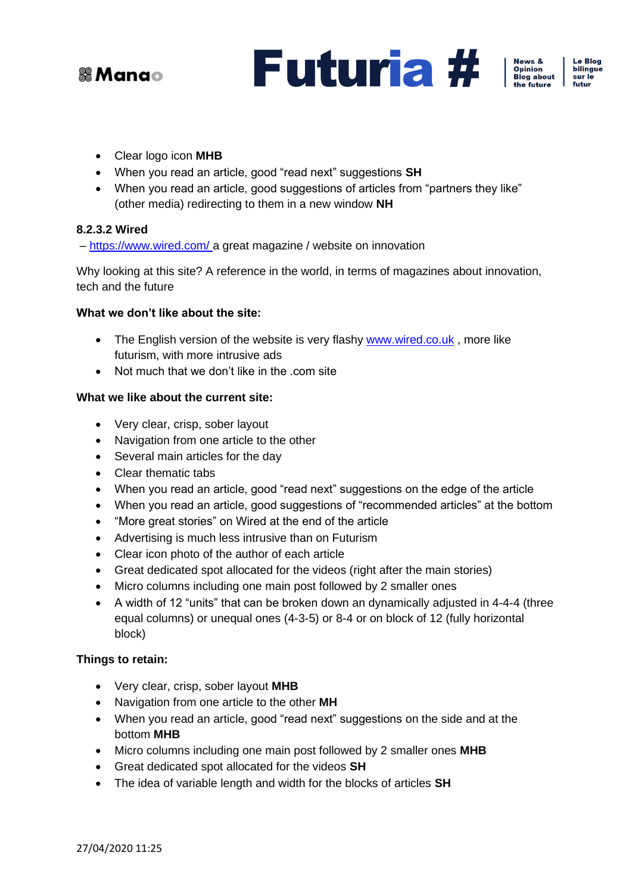- Clear logo icon **MHB**
- When you read an article, good “read next” suggestions **SH**
- When you read an article, good suggestions of articles from “partners they like” (other media) redirecting to them in a new window **NH**

#### 8.2.3.2 Wired

– [https://www.wired.com/](https://www.wired.com/) a great magazine / website on innovation

Why looking at this site? A reference in the world, in terms of magazines about innovation, tech and the future

**What we don’t like about the site:**

- The English version of the website is very flashy [www.wired.co.uk](www.wired.co.uk) , more like futurism, with more intrusive ads
- Not much that we don’t like in the .com site

**What we like about the current site:**

- Very clear, crisp, sober layout
- Navigation from one article to the other
- Several main articles for the day
- Clear thematic tabs
- When you read an article, good “read next” suggestions on the edge of the article
- When you read an article, good suggestions of “recommended articles” at the bottom
- “More great stories” on Wired at the end of the article
- Advertising is much less intrusive than on Futurism
- Clear icon photo of the author of each article
- Great dedicated spot allocated for the videos (right after the main stories)
- Micro columns including one main post followed by 2 smaller ones
- A width of 12 “units” that can be broken down an dynamically adjusted in 4-4-4 (three equal columns) or unequal ones (4-3-5) or 8-4 or on block of 12 (fully horizontal block)

**Things to retain:**

- Very clear, crisp, sober layout **MHB**
- Navigation from one article to the other **MH**
- When you read an article, good “read next” suggestions on the side and at the bottom **MHB**
- Micro columns including one main post followed by 2 smaller ones **MHB**
- Great dedicated spot allocated for the videos **SH**
- The idea of variable length and width for the blocks of articles **SH**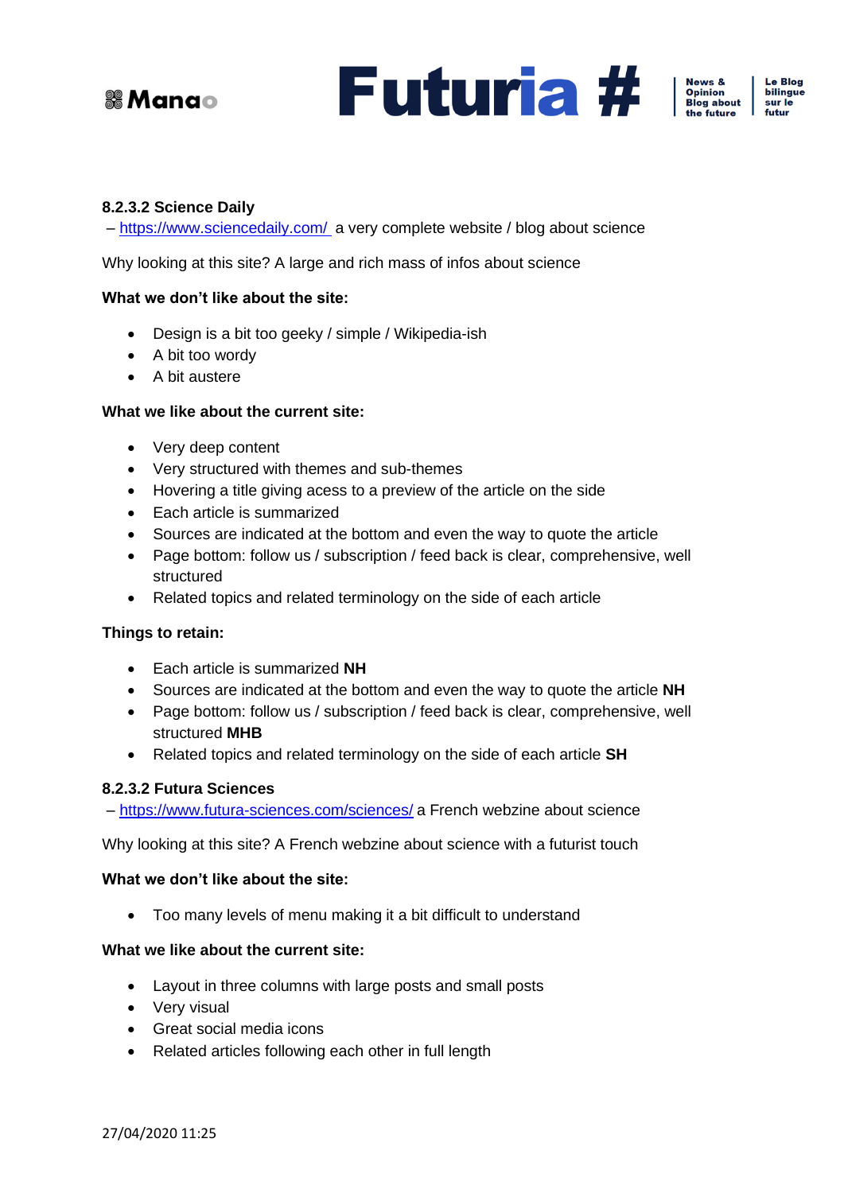#### 8.2.3.2 Science Daily

– [https://www.sciencedaily.com/](https://www.sciencedaily.com/) a very complete website / blog about science

Why looking at this site? A large and rich mass of infos about science

**What we don't like about the site:**

- Design is a bit too geeky / simple / Wikipedia-ish
- A bit too wordy
- A bit austere

**What we like about the current site:**

- Very deep content
- Very structured with themes and sub-themes
- Hovering a title giving acess to a preview of the article on the side
- Each article is summarized
- Sources are indicated at the bottom and even the way to quote the article
- Page bottom: follow us / subscription / feed back is clear, comprehensive, well structured
- Related topics and related terminology on the side of each article

**Things to retain:**

- Each article is summarized **NH**
- Sources are indicated at the bottom and even the way to quote the article **NH**
- Page bottom: follow us / subscription / feed back is clear, comprehensive, well structured **MHB**
- Related topics and related terminology on the side of each article **SH**

#### 8.2.3.2 Futura Sciences

– [https://www.futura-sciences.com/sciences/](https://www.futura-sciences.com/sciences/) a French webzine about science

Why looking at this site? A French webzine about science with a futurist touch

**What we don't like about the site:**

- Too many levels of menu making it a bit difficult to understand

**What we like about the current site:**

- Layout in three columns with large posts and small posts
- Very visual
- Great social media icons
- Related articles following each other in full length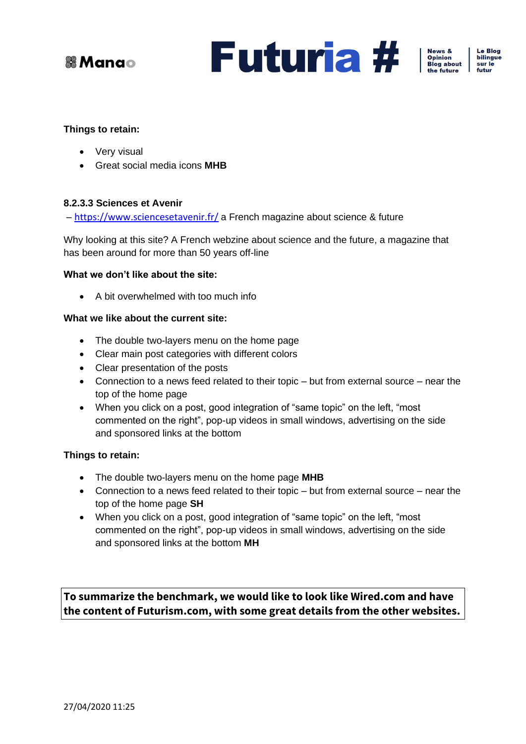**Things to retain:**

- Very visual
- Great social media icons **MHB**

**8.2.3.3 Sciences et Avenir**

– https://www.sciencesetavenir.fr/ a French magazine about science & future

Why looking at this site? A French webzine about science and the future, a magazine that has been around for more than 50 years off-line

**What we don't like about the site:**

- A bit overwhelmed with too much info

**What we like about the current site:**

- The double two-layers menu on the home page
- Clear main post categories with different colors
- Clear presentation of the posts
- Connection to a news feed related to their topic – but from external source – near the top of the home page
- When you click on a post, good integration of "same topic" on the left, "most commented on the right", pop-up videos in small windows, advertising on the side and sponsored links at the bottom

**Things to retain:**

- The double two-layers menu on the home page **MHB**
- Connection to a news feed related to their topic – but from external source – near the top of the home page **SH**
- When you click on a post, good integration of "same topic" on the left, "most commented on the right", pop-up videos in small windows, advertising on the side and sponsored links at the bottom **MH**

**To summarize the benchmark, we would like to look like Wired.com and have the content of Futurism.com, with some great details from the other websites.**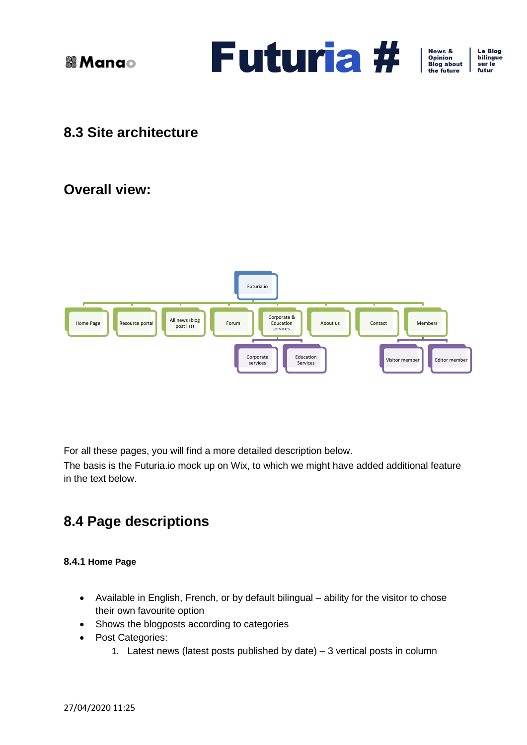## 8.3 Site architecture

## Overall view:

Futuria.io

- Home Page
- Resource portal
- All news (blog post list)
- Forum
- Corporate & Education services
  - Corporate services
  - Education Services
- About us
- Contact
- Members
  - Visitor member
  - Editor member

For all these pages, you will find a more detailed description below.

The basis is the Futuria.io mock up on Wix, to which we might have added additional feature in the text below.

## 8.4 Page descriptions

#### 8.4.1 Home Page

- Available in English, French, or by default bilingual – ability for the visitor to chose their own favourite option
- Shows the blogposts according to categories
- Post Categories:
  1. Latest news (latest posts published by date) – 3 vertical posts in column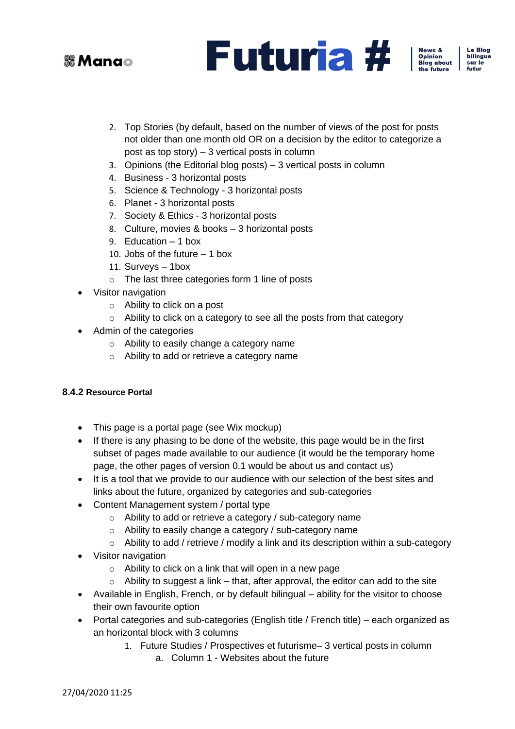2. Top Stories (by default, based on the number of views of the post for posts not older than one month old OR on a decision by the editor to categorize a post as top story) – 3 vertical posts in column
3. Opinions (the Editorial blog posts) – 3 vertical posts in column
4. Business - 3 horizontal posts
5. Science & Technology - 3 horizontal posts
6. Planet - 3 horizontal posts
7. Society & Ethics - 3 horizontal posts
8. Culture, movies & books – 3 horizontal posts
9. Education – 1 box
10. Jobs of the future – 1 box
11. Surveys – 1box
    - The last three categories form 1 line of posts

- Visitor navigation
  - Ability to click on a post
  - Ability to click on a category to see all the posts from that category
- Admin of the categories
  - Ability to easily change a category name
  - Ability to add or retrieve a category name

#### 8.4.2 Resource Portal

- This page is a portal page (see Wix mockup)
- If there is any phasing to be done of the website, this page would be in the first subset of pages made available to our audience (it would be the temporary home page, the other pages of version 0.1 would be about us and contact us)
- It is a tool that we provide to our audience with our selection of the best sites and links about the future, organized by categories and sub-categories
- Content Management system / portal type
  - Ability to add or retrieve a category / sub-category name
  - Ability to easily change a category / sub-category name
  - Ability to add / retrieve / modify a link and its description within a sub-category
- Visitor navigation
  - Ability to click on a link that will open in a new page
  - Ability to suggest a link – that, after approval, the editor can add to the site
- Available in English, French, or by default bilingual – ability for the visitor to choose their own favourite option
- Portal categories and sub-categories (English title / French title) – each organized as an horizontal block with 3 columns
  1. Future Studies / Prospectives et futurisme– 3 vertical posts in column
     a. Column 1 - Websites about the future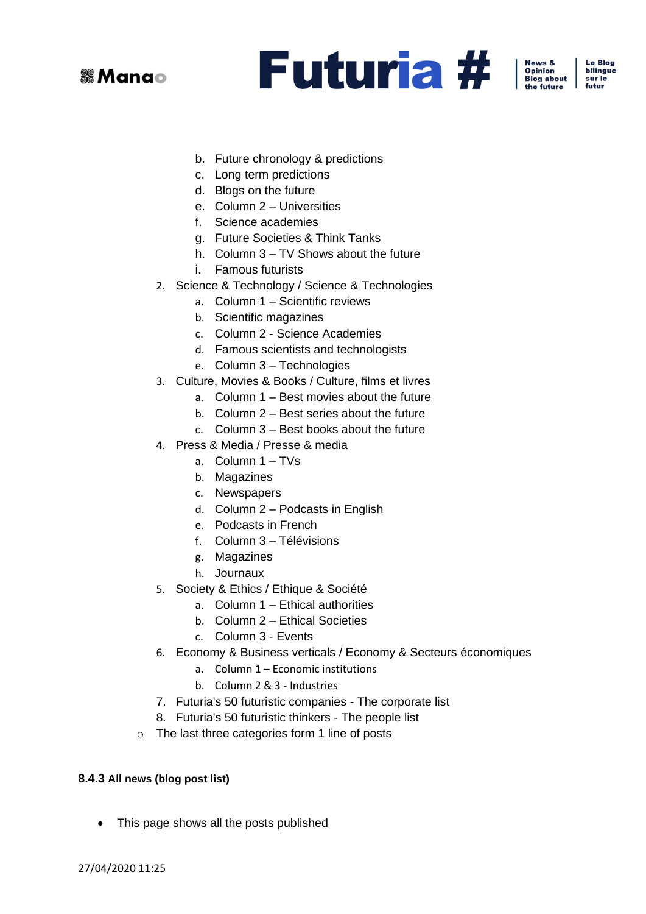b. Future chronology & predictions
   c. Long term predictions
   d. Blogs on the future
   e. Column 2 – Universities
   f. Science academies
   g. Future Societies & Think Tanks
   h. Column 3 – TV Shows about the future
   i. Famous futurists

2. Science & Technology / Science & Technologies
   a. Column 1 – Scientific reviews
   b. Scientific magazines
   c. Column 2 - Science Academies
   d. Famous scientists and technologists
   e. Column 3 – Technologies
3. Culture, Movies & Books / Culture, films et livres
   a. Column 1 – Best movies about the future
   b. Column 2 – Best series about the future
   c. Column 3 – Best books about the future
4. Press & Media / Presse & media
   a. Column 1 – TVs
   b. Magazines
   c. Newspapers
   d. Column 2 – Podcasts in English
   e. Podcasts in French
   f. Column 3 – Télévisions
   g. Magazines
   h. Journaux
5. Society & Ethics / Ethique & Société
   a. Column 1 – Ethical authorities
   b. Column 2 – Ethical Societies
   c. Column 3 - Events
6. Economy & Business verticals / Economy & Secteurs économiques
   a. Column 1 – Economic institutions
   b. Column 2 & 3 - Industries
7. Futuria's 50 futuristic companies - The corporate list
8. Futuria's 50 futuristic thinkers - The people list

- The last three categories form 1 line of posts

#### 8.4.3 All news (blog post list)

- This page shows all the posts published

27/04/2020 11:25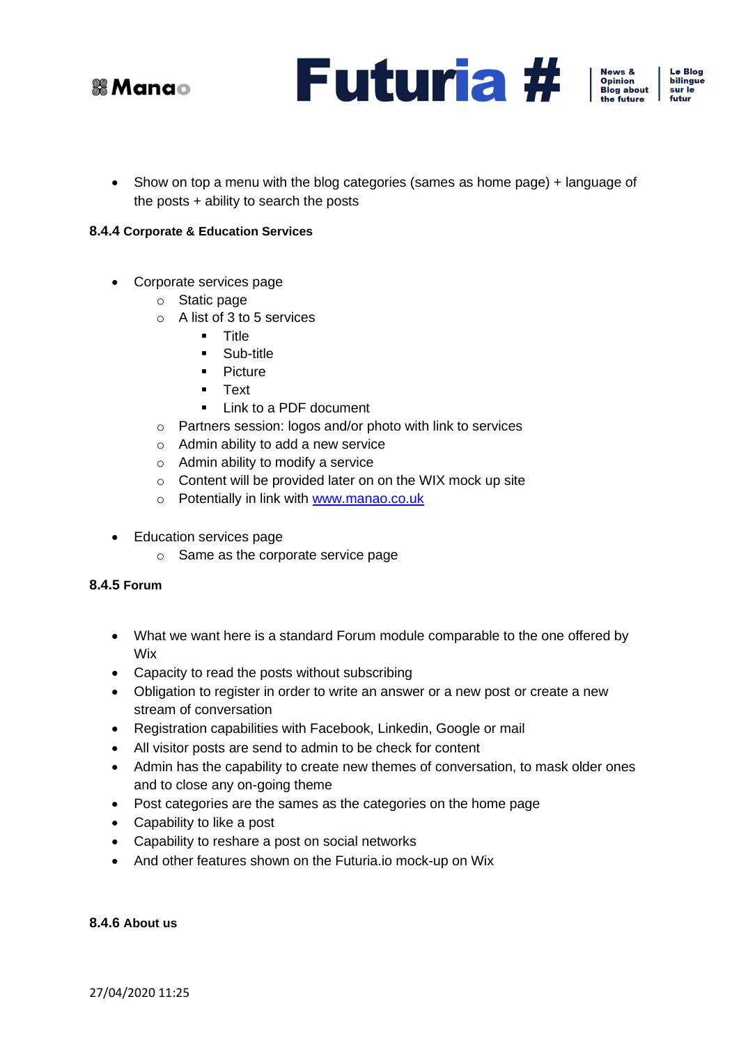- Show on top a menu with the blog categories (sames as home page) + language of the posts + ability to search the posts

### 8.4.4 Corporate & Education Services

- Corporate services page
  - Static page
  - A list of 3 to 5 services
    - Title
    - Sub-title
    - Picture
    - Text
    - Link to a PDF document
  - Partners session: logos and/or photo with link to services
  - Admin ability to add a new service
  - Admin ability to modify a service
  - Content will be provided later on on the WIX mock up site
  - Potentially in link with [www.manao.co.uk](http://www.manao.co.uk)

- Education services page
  - Same as the corporate service page

### 8.4.5 Forum

- What we want here is a standard Forum module comparable to the one offered by Wix
- Capacity to read the posts without subscribing
- Obligation to register in order to write an answer or a new post or create a new stream of conversation
- Registration capabilities with Facebook, Linkedin, Google or mail
- All visitor posts are send to admin to be check for content
- Admin has the capability to create new themes of conversation, to mask older ones and to close any on-going theme
- Post categories are the sames as the categories on the home page
- Capability to like a post
- Capability to reshare a post on social networks
- And other features shown on the Futuria.io mock-up on Wix

### 8.4.6 About us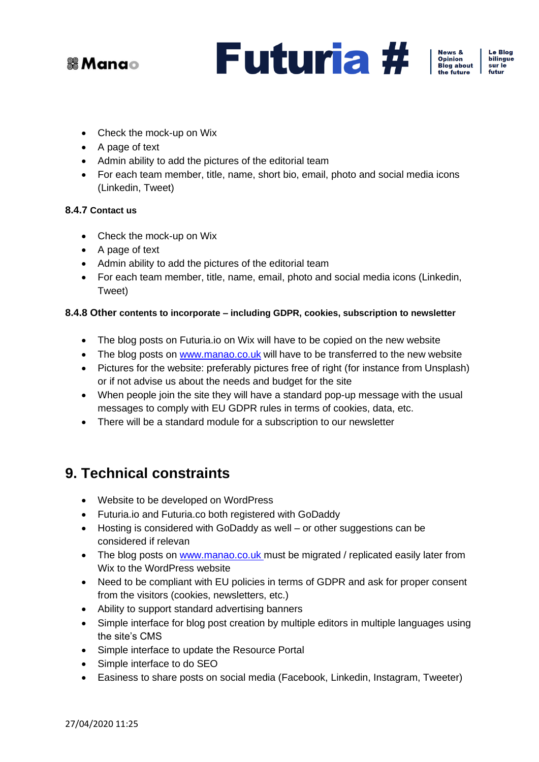- Check the mock-up on Wix
- A page of text
- Admin ability to add the pictures of the editorial team
- For each team member, title, name, short bio, email, photo and social media icons (Linkedin, Tweet)

#### 8.4.7 Contact us

- Check the mock-up on Wix
- A page of text
- Admin ability to add the pictures of the editorial team
- For each team member, title, name, email, photo and social media icons (Linkedin, Tweet)

#### 8.4.8 Other contents to incorporate – including GDPR, cookies, subscription to newsletter

- The blog posts on Futuria.io on Wix will have to be copied on the new website
- The blog posts on www.manao.co.uk will have to be transferred to the new website
- Pictures for the website: preferably pictures free of right (for instance from Unsplash) or if not advise us about the needs and budget for the site
- When people join the site they will have a standard pop-up message with the usual messages to comply with EU GDPR rules in terms of cookies, data, etc.
- There will be a standard module for a subscription to our newsletter

## 9. Technical constraints

- Website to be developed on WordPress
- Futuria.io and Futuria.co both registered with GoDaddy
- Hosting is considered with GoDaddy as well – or other suggestions can be considered if relevan
- The blog posts on www.manao.co.uk must be migrated / replicated easily later from Wix to the WordPress website
- Need to be compliant with EU policies in terms of GDPR and ask for proper consent from the visitors (cookies, newsletters, etc.)
- Ability to support standard advertising banners
- Simple interface for blog post creation by multiple editors in multiple languages using the site's CMS
- Simple interface to update the Resource Portal
- Simple interface to do SEO
- Easiness to share posts on social media (Facebook, Linkedin, Instagram, Tweeter)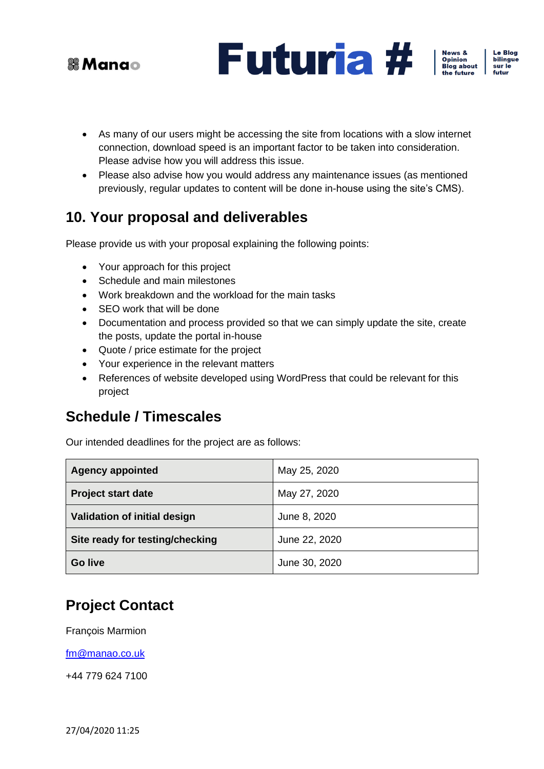- As many of our users might be accessing the site from locations with a slow internet connection, download speed is an important factor to be taken into consideration. Please advise how you will address this issue.
- Please also advise how you would address any maintenance issues (as mentioned previously, regular updates to content will be done in-house using the site's CMS).

## 10. Your proposal and deliverables

Please provide us with your proposal explaining the following points:

- Your approach for this project
- Schedule and main milestones
- Work breakdown and the workload for the main tasks
- SEO work that will be done
- Documentation and process provided so that we can simply update the site, create the posts, update the portal in-house
- Quote / price estimate for the project
- Your experience in the relevant matters
- References of website developed using WordPress that could be relevant for this project

## Schedule / Timescales

Our intended deadlines for the project are as follows:

| Milestone | Date |
|---|---|
| **Agency appointed** | May 25, 2020 |
| **Project start date** | May 27, 2020 |
| **Validation of initial design** | June 8, 2020 |
| **Site ready for testing/checking** | June 22, 2020 |
| **Go live** | June 30, 2020 |

## Project Contact

François Marmion

fm@manao.co.uk

+44 779 624 7100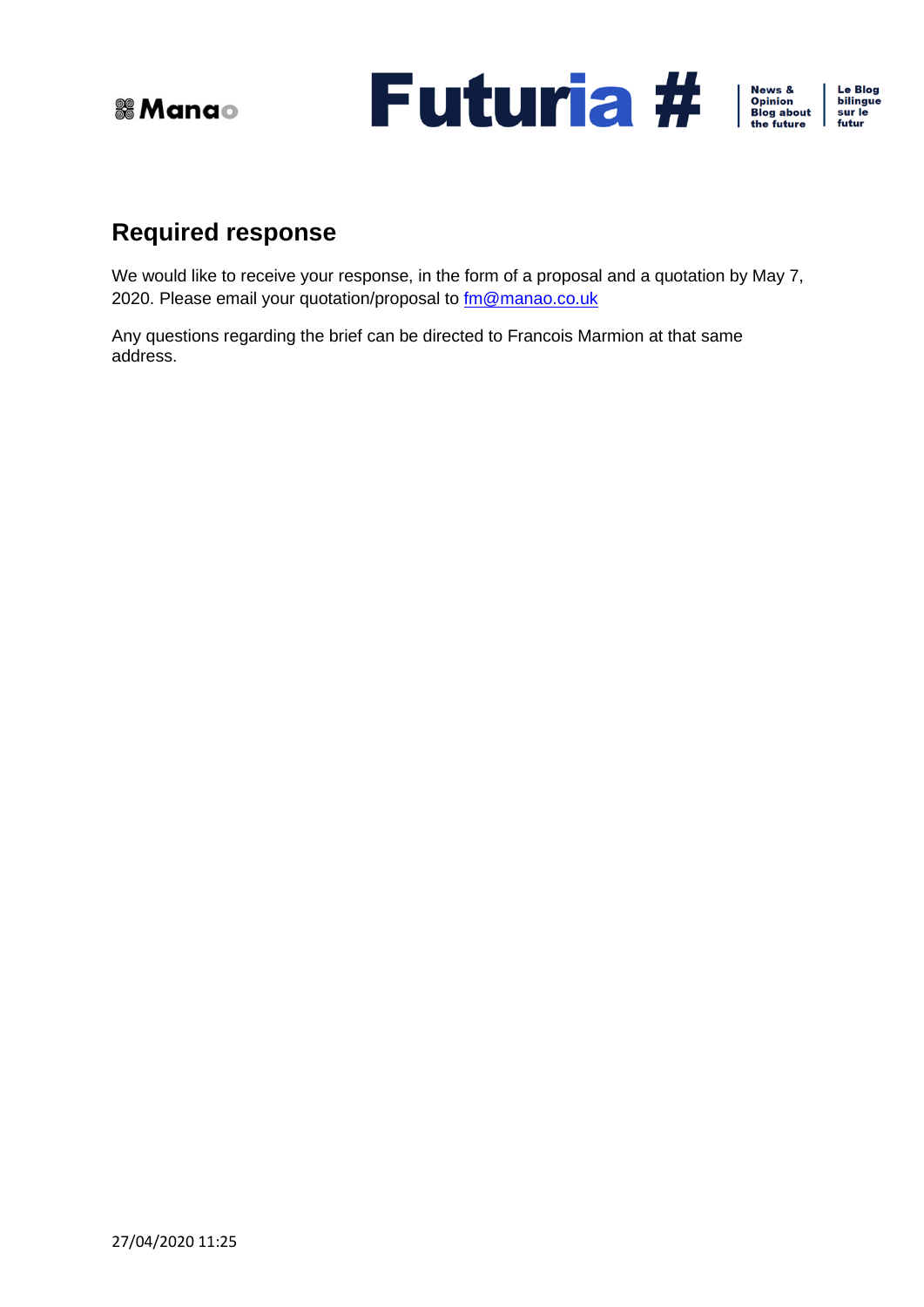## Required response

We would like to receive your response, in the form of a proposal and a quotation by May 7, 2020. Please email your quotation/proposal to [fm@manao.co.uk](mailto:fm@manao.co.uk)

Any questions regarding the brief can be directed to Francois Marmion at that same address.